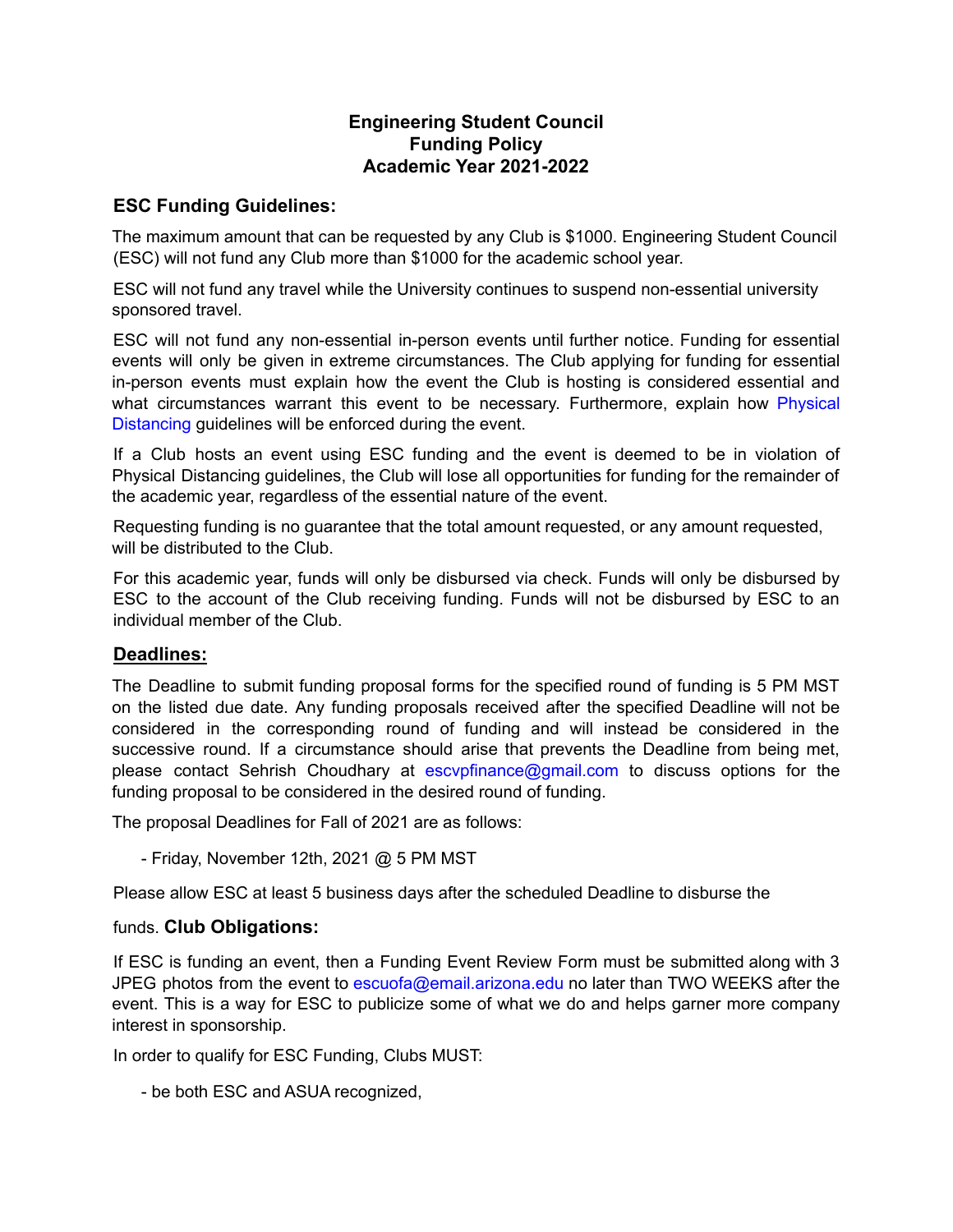# Engineering Student Council
# Funding Policy
# Academic Year 2021-2022

## ESC Funding Guidelines:

The maximum amount that can be requested by any Club is $1000. Engineering Student Council (ESC) will not fund any Club more than $1000 for the academic school year.

ESC will not fund any travel while the University continues to suspend non-essential university sponsored travel.

ESC will not fund any non-essential in-person events until further notice. Funding for essential events will only be given in extreme circumstances. The Club applying for funding for essential in-person events must explain how the event the Club is hosting is considered essential and what circumstances warrant this event to be necessary. Furthermore, explain how Physical Distancing guidelines will be enforced during the event.

If a Club hosts an event using ESC funding and the event is deemed to be in violation of Physical Distancing guidelines, the Club will lose all opportunities for funding for the remainder of the academic year, regardless of the essential nature of the event.

Requesting funding is no guarantee that the total amount requested, or any amount requested, will be distributed to the Club.

For this academic year, funds will only be disbursed via check. Funds will only be disbursed by ESC to the account of the Club receiving funding. Funds will not be disbursed by ESC to an individual member of the Club.

## <u>Deadlines:</u>

The Deadline to submit funding proposal forms for the specified round of funding is 5 PM MST on the listed due date. Any funding proposals received after the specified Deadline will not be considered in the corresponding round of funding and will instead be considered in the successive round. If a circumstance should arise that prevents the Deadline from being met, please contact Sehrish Choudhary at escvpfinance@gmail.com to discuss options for the funding proposal to be considered in the desired round of funding.

The proposal Deadlines for Fall of 2021 are as follows:

- Friday, November 12th, 2021 @ 5 PM MST

Please allow ESC at least 5 business days after the scheduled Deadline to disburse the funds.

## Club Obligations:

If ESC is funding an event, then a Funding Event Review Form must be submitted along with 3 JPEG photos from the event to escuofa@email.arizona.edu no later than TWO WEEKS after the event. This is a way for ESC to publicize some of what we do and helps garner more company interest in sponsorship.

In order to qualify for ESC Funding, Clubs MUST:

- be both ESC and ASUA recognized,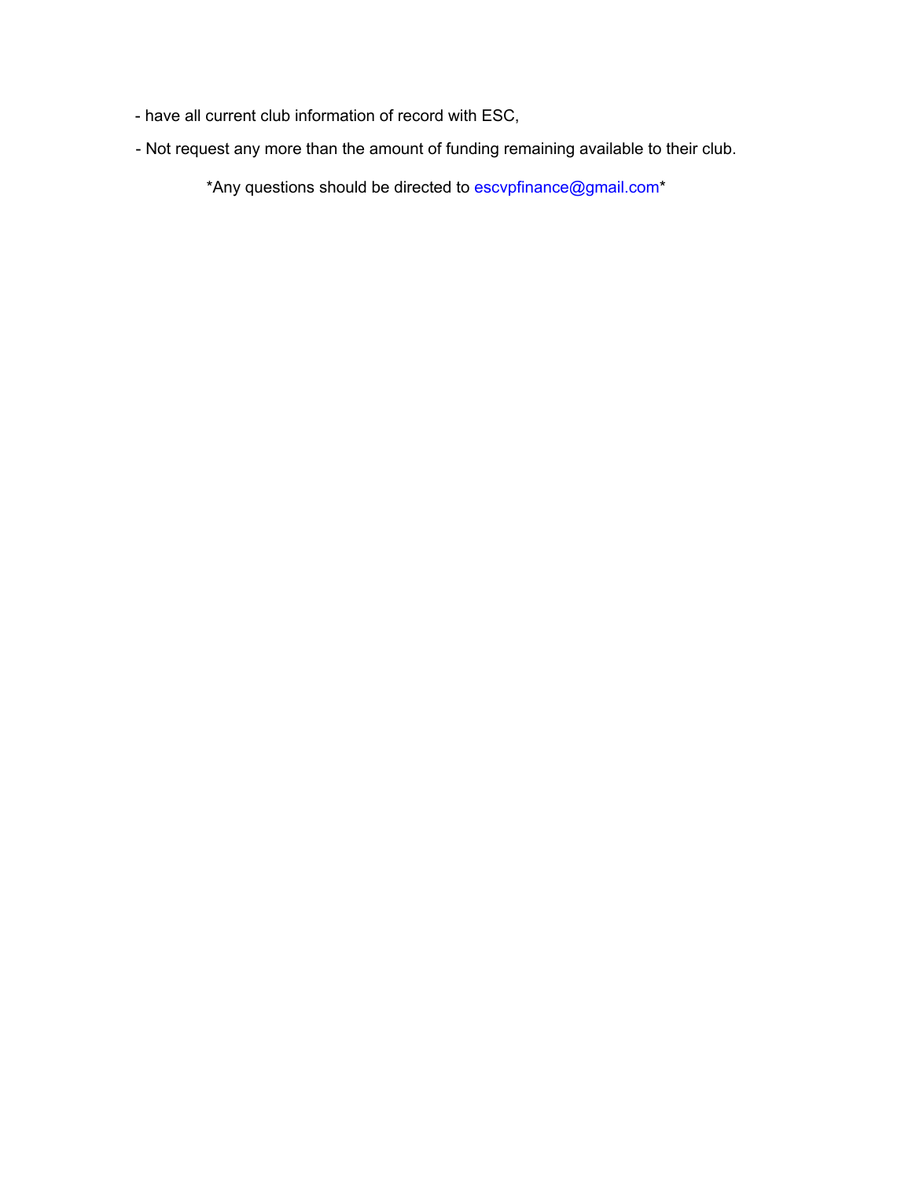- have all current club information of record with ESC,
- Not request any more than the amount of funding remaining available to their club.

*Any questions should be directed to escvpfinance@gmail.com*